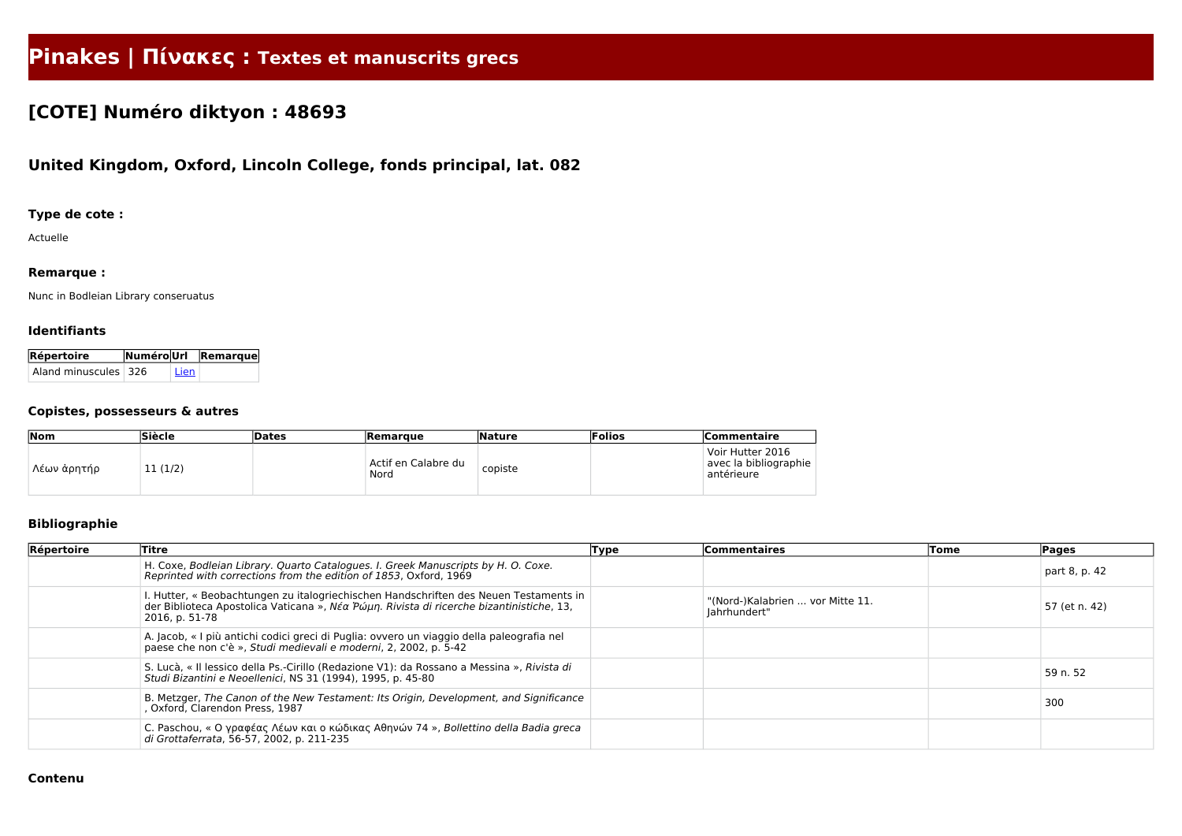# Pinakes | Πίνακες : Textes et manuscrits grecs

## [COTE] Numéro diktyon : 48693

### United Kingdom, Oxford, Lincoln College, fonds principal, lat. 082

#### Type de cote :

Actuelle

#### Remarque :

Nunc in Bodleian Library conseruatus

#### Identifiants

| Répertoire | Numéro | Url | Remarque |
|---|---|---|---|
| Aland minuscules | 326 | Lien | |

#### Copistes, possesseurs & autres

| Nom | Siècle | Dates | Remarque | Nature | Folios | Commentaire |
|---|---|---|---|---|---|---|
| Λέων ἀρητήρ | 11 (1/2) | | Actif en Calabre du Nord | copiste | | Voir Hutter 2016 avec la bibliographie antérieure |

#### Bibliographie

| Répertoire | Titre | Type | Commentaires | Tome | Pages |
|---|---|---|---|---|---|
| | H. Coxe, *Bodleian Library. Quarto Catalogues. I. Greek Manuscripts by H. O. Coxe. Reprinted with corrections from the edition of 1853*, Oxford, 1969 | | | | part 8, p. 42 |
| | I. Hutter, « Beobachtungen zu italogriechischen Handschriften des Neuen Testaments in der Biblioteca Apostolica Vaticana », *Νέα Ῥώμη. Rivista di ricerche bizantinistiche*, 13, 2016, p. 51-78 | | "(Nord-)Kalabrien ... vor Mitte 11. Jahrhundert" | | 57 (et n. 42) |
| | A. Jacob, « I più antichi codici greci di Puglia: ovvero un viaggio della paleografia nel paese che non c'è », *Studi medievali e moderni*, 2, 2002, p. 5-42 | | | | |
| | S. Lucà, « Il lessico della Ps.-Cirillo (Redazione V1): da Rossano a Messina », *Rivista di Studi Bizantini e Neoellenici*, NS 31 (1994), 1995, p. 45-80 | | | | 59 n. 52 |
| | B. Metzger, *The Canon of the New Testament: Its Origin, Development, and Significance* , Oxford, Clarendon Press, 1987 | | | | 300 |
| | C. Paschou, « Ο γραφέας Λέων και ο κώδικας Αθηνών 74 », *Bollettino della Badia greca di Grottaferrata*, 56-57, 2002, p. 211-235 | | | | |

#### Contenu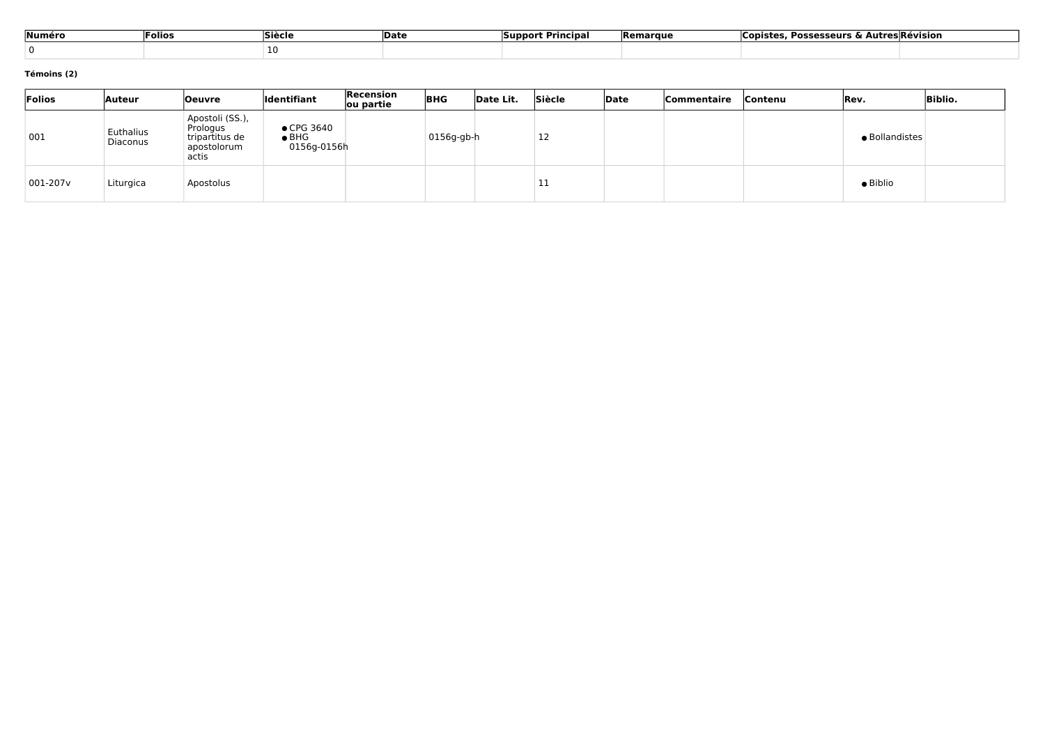| Numéro | Folios | Siècle | Date | Support Principal | Remarque | Copistes, Possesseurs & Autres | Révision |
|---|---|---|---|---|---|---|---|
| 0 | | 10 | | | | | |

**Témoins (2)**

| Folios | Auteur | Oeuvre | Identifiant | Recension ou partie | BHG | Date Lit. | Siècle | Date | Commentaire | Contenu | Rev. | Biblio. |
|---|---|---|---|---|---|---|---|---|---|---|---|---|
| 001 | Euthalius Diaconus | Apostoli (SS.), Prologus tripartitus de apostolorum actis | • CPG 3640<br>• BHG 0156g-0156h | | 0156g-gb-h | | 12 | | | | • Bollandistes | |
| 001-207v | Liturgica | Apostolus | | | | | 11 | | | | • Biblio | |